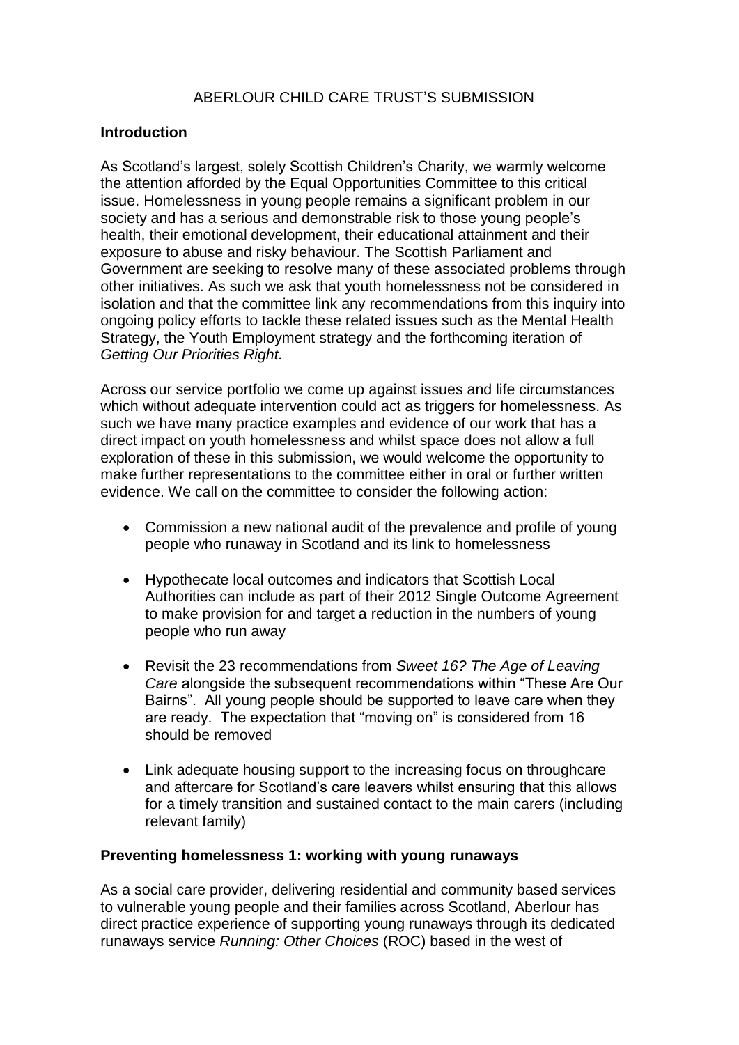# ABERLOUR CHILD CARE TRUST'S SUBMISSION

## Introduction

As Scotland's largest, solely Scottish Children's Charity, we warmly welcome the attention afforded by the Equal Opportunities Committee to this critical issue. Homelessness in young people remains a significant problem in our society and has a serious and demonstrable risk to those young people's health, their emotional development, their educational attainment and their exposure to abuse and risky behaviour. The Scottish Parliament and Government are seeking to resolve many of these associated problems through other initiatives. As such we ask that youth homelessness not be considered in isolation and that the committee link any recommendations from this inquiry into ongoing policy efforts to tackle these related issues such as the Mental Health Strategy, the Youth Employment strategy and the forthcoming iteration of *Getting Our Priorities Right.*

Across our service portfolio we come up against issues and life circumstances which without adequate intervention could act as triggers for homelessness. As such we have many practice examples and evidence of our work that has a direct impact on youth homelessness and whilst space does not allow a full exploration of these in this submission, we would welcome the opportunity to make further representations to the committee either in oral or further written evidence. We call on the committee to consider the following action:

- Commission a new national audit of the prevalence and profile of young people who runaway in Scotland and its link to homelessness
- Hypothecate local outcomes and indicators that Scottish Local Authorities can include as part of their 2012 Single Outcome Agreement to make provision for and target a reduction in the numbers of young people who run away
- Revisit the 23 recommendations from *Sweet 16? The Age of Leaving Care* alongside the subsequent recommendations within "These Are Our Bairns". All young people should be supported to leave care when they are ready. The expectation that "moving on" is considered from 16 should be removed
- Link adequate housing support to the increasing focus on throughcare and aftercare for Scotland's care leavers whilst ensuring that this allows for a timely transition and sustained contact to the main carers (including relevant family)

## Preventing homelessness 1: working with young runaways

As a social care provider, delivering residential and community based services to vulnerable young people and their families across Scotland, Aberlour has direct practice experience of supporting young runaways through its dedicated runaways service *Running: Other Choices* (ROC) based in the west of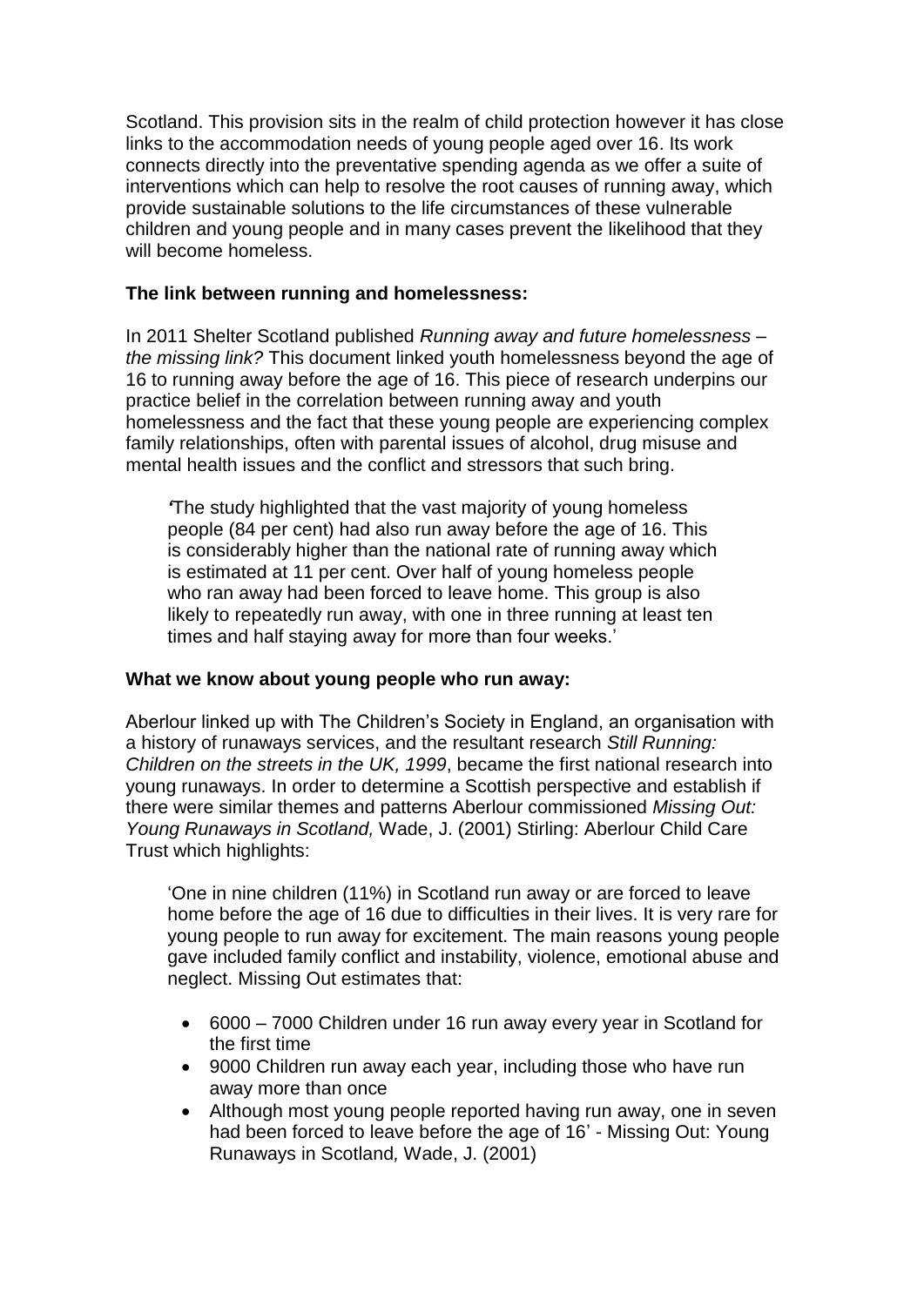Scotland. This provision sits in the realm of child protection however it has close links to the accommodation needs of young people aged over 16. Its work connects directly into the preventative spending agenda as we offer a suite of interventions which can help to resolve the root causes of running away, which provide sustainable solutions to the life circumstances of these vulnerable children and young people and in many cases prevent the likelihood that they will become homeless.

**The link between running and homelessness:**

In 2011 Shelter Scotland published *Running away and future homelessness – the missing link?* This document linked youth homelessness beyond the age of 16 to running away before the age of 16. This piece of research underpins our practice belief in the correlation between running away and youth homelessness and the fact that these young people are experiencing complex family relationships, often with parental issues of alcohol, drug misuse and mental health issues and the conflict and stressors that such bring.

> *'*The study highlighted that the vast majority of young homeless people (84 per cent) had also run away before the age of 16. This is considerably higher than the national rate of running away which is estimated at 11 per cent. Over half of young homeless people who ran away had been forced to leave home. This group is also likely to repeatedly run away, with one in three running at least ten times and half staying away for more than four weeks.'

**What we know about young people who run away:**

Aberlour linked up with The Children's Society in England, an organisation with a history of runaways services, and the resultant research *Still Running: Children on the streets in the UK, 1999*, became the first national research into young runaways. In order to determine a Scottish perspective and establish if there were similar themes and patterns Aberlour commissioned *Missing Out: Young Runaways in Scotland,* Wade, J. (2001) Stirling: Aberlour Child Care Trust which highlights:

> 'One in nine children (11%) in Scotland run away or are forced to leave home before the age of 16 due to difficulties in their lives. It is very rare for young people to run away for excitement. The main reasons young people gave included family conflict and instability, violence, emotional abuse and neglect. Missing Out estimates that:
>
> - 6000 – 7000 Children under 16 run away every year in Scotland for the first time
> - 9000 Children run away each year, including those who have run away more than once
> - Although most young people reported having run away, one in seven had been forced to leave before the age of 16' - Missing Out: Young Runaways in Scotland*,* Wade, J. (2001)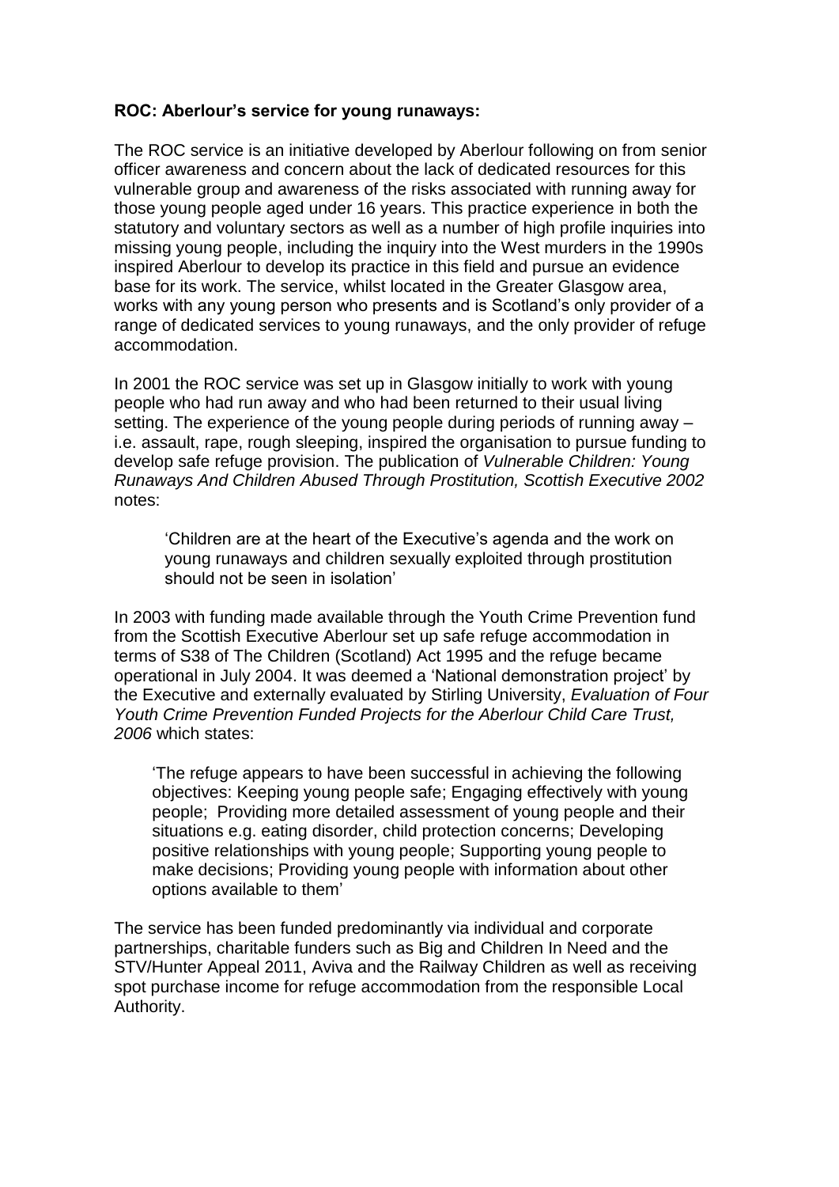**ROC: Aberlour's service for young runaways:**

The ROC service is an initiative developed by Aberlour following on from senior officer awareness and concern about the lack of dedicated resources for this vulnerable group and awareness of the risks associated with running away for those young people aged under 16 years. This practice experience in both the statutory and voluntary sectors as well as a number of high profile inquiries into missing young people, including the inquiry into the West murders in the 1990s inspired Aberlour to develop its practice in this field and pursue an evidence base for its work. The service, whilst located in the Greater Glasgow area, works with any young person who presents and is Scotland's only provider of a range of dedicated services to young runaways, and the only provider of refuge accommodation.

In 2001 the ROC service was set up in Glasgow initially to work with young people who had run away and who had been returned to their usual living setting. The experience of the young people during periods of running away – i.e. assault, rape, rough sleeping, inspired the organisation to pursue funding to develop safe refuge provision. The publication of *Vulnerable Children: Young Runaways And Children Abused Through Prostitution, Scottish Executive 2002* notes:

> 'Children are at the heart of the Executive's agenda and the work on young runaways and children sexually exploited through prostitution should not be seen in isolation'

In 2003 with funding made available through the Youth Crime Prevention fund from the Scottish Executive Aberlour set up safe refuge accommodation in terms of S38 of The Children (Scotland) Act 1995 and the refuge became operational in July 2004. It was deemed a 'National demonstration project' by the Executive and externally evaluated by Stirling University, *Evaluation of Four Youth Crime Prevention Funded Projects for the Aberlour Child Care Trust, 2006* which states:

> 'The refuge appears to have been successful in achieving the following objectives: Keeping young people safe; Engaging effectively with young people; Providing more detailed assessment of young people and their situations e.g. eating disorder, child protection concerns; Developing positive relationships with young people; Supporting young people to make decisions; Providing young people with information about other options available to them'

The service has been funded predominantly via individual and corporate partnerships, charitable funders such as Big and Children In Need and the STV/Hunter Appeal 2011, Aviva and the Railway Children as well as receiving spot purchase income for refuge accommodation from the responsible Local Authority.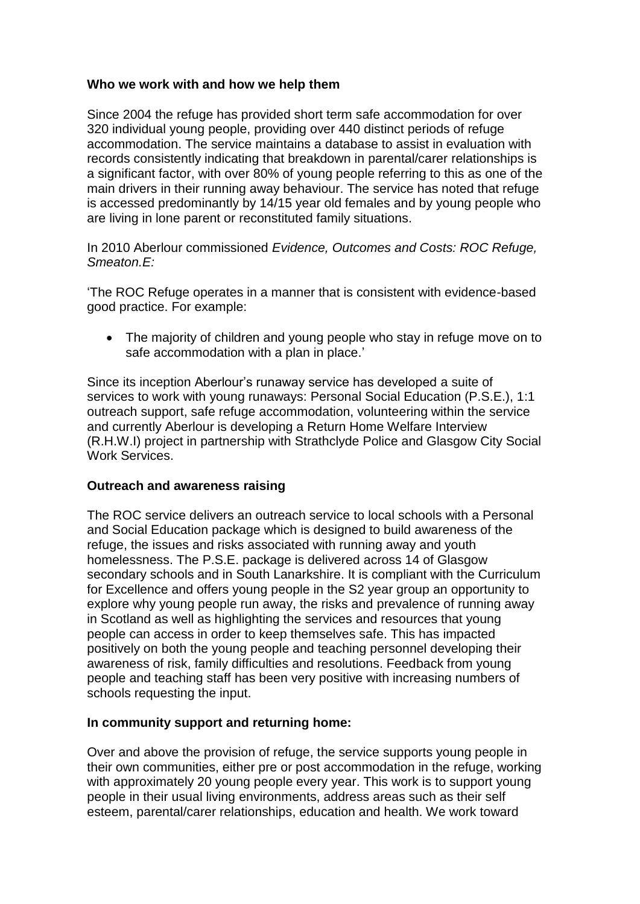**Who we work with and how we help them**

Since 2004 the refuge has provided short term safe accommodation for over 320 individual young people, providing over 440 distinct periods of refuge accommodation. The service maintains a database to assist in evaluation with records consistently indicating that breakdown in parental/carer relationships is a significant factor, with over 80% of young people referring to this as one of the main drivers in their running away behaviour. The service has noted that refuge is accessed predominantly by 14/15 year old females and by young people who are living in lone parent or reconstituted family situations.

In 2010 Aberlour commissioned *Evidence, Outcomes and Costs: ROC Refuge, Smeaton.E:*

'The ROC Refuge operates in a manner that is consistent with evidence-based good practice. For example:

- The majority of children and young people who stay in refuge move on to safe accommodation with a plan in place.'

Since its inception Aberlour's runaway service has developed a suite of services to work with young runaways: Personal Social Education (P.S.E.), 1:1 outreach support, safe refuge accommodation, volunteering within the service and currently Aberlour is developing a Return Home Welfare Interview (R.H.W.I) project in partnership with Strathclyde Police and Glasgow City Social Work Services.

**Outreach and awareness raising**

The ROC service delivers an outreach service to local schools with a Personal and Social Education package which is designed to build awareness of the refuge, the issues and risks associated with running away and youth homelessness. The P.S.E. package is delivered across 14 of Glasgow secondary schools and in South Lanarkshire. It is compliant with the Curriculum for Excellence and offers young people in the S2 year group an opportunity to explore why young people run away, the risks and prevalence of running away in Scotland as well as highlighting the services and resources that young people can access in order to keep themselves safe. This has impacted positively on both the young people and teaching personnel developing their awareness of risk, family difficulties and resolutions. Feedback from young people and teaching staff has been very positive with increasing numbers of schools requesting the input.

**In community support and returning home:**

Over and above the provision of refuge, the service supports young people in their own communities, either pre or post accommodation in the refuge, working with approximately 20 young people every year. This work is to support young people in their usual living environments, address areas such as their self esteem, parental/carer relationships, education and health. We work toward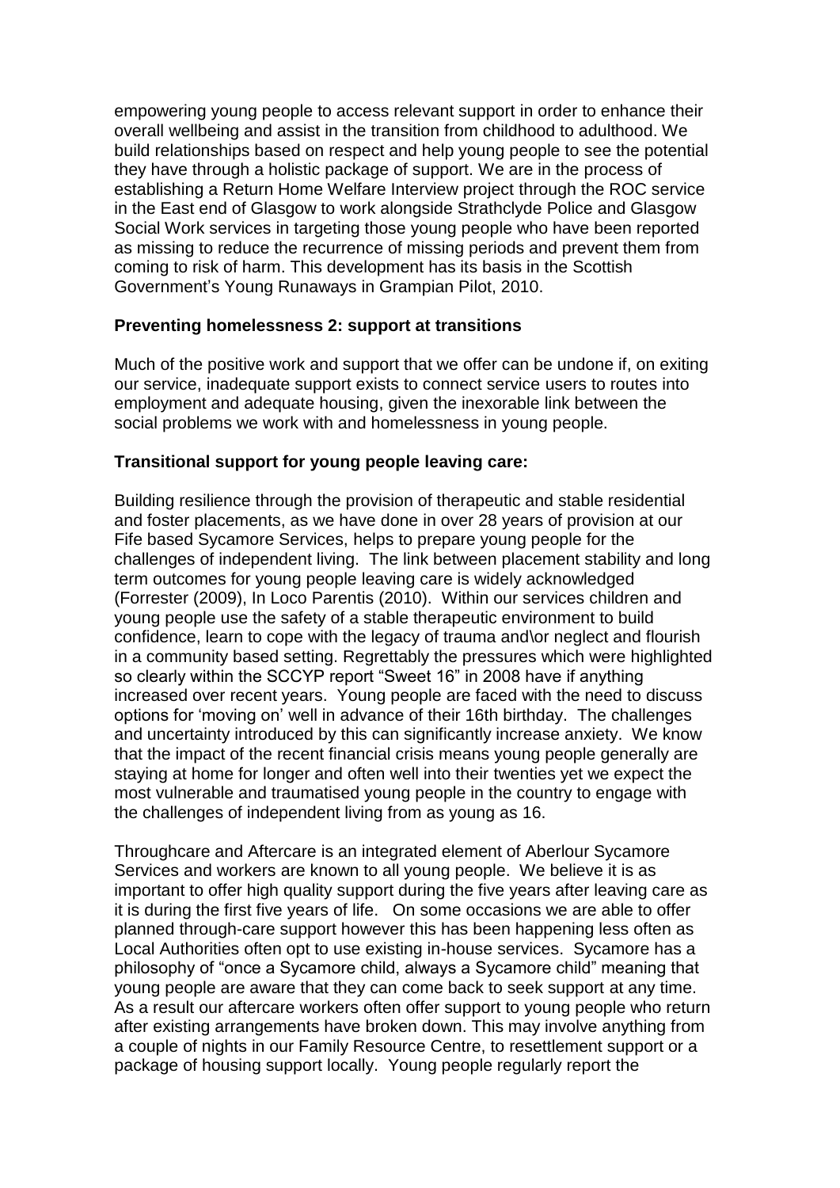empowering young people to access relevant support in order to enhance their overall wellbeing and assist in the transition from childhood to adulthood. We build relationships based on respect and help young people to see the potential they have through a holistic package of support. We are in the process of establishing a Return Home Welfare Interview project through the ROC service in the East end of Glasgow to work alongside Strathclyde Police and Glasgow Social Work services in targeting those young people who have been reported as missing to reduce the recurrence of missing periods and prevent them from coming to risk of harm. This development has its basis in the Scottish Government's Young Runaways in Grampian Pilot, 2010.

**Preventing homelessness 2: support at transitions**

Much of the positive work and support that we offer can be undone if, on exiting our service, inadequate support exists to connect service users to routes into employment and adequate housing, given the inexorable link between the social problems we work with and homelessness in young people.

**Transitional support for young people leaving care:**

Building resilience through the provision of therapeutic and stable residential and foster placements, as we have done in over 28 years of provision at our Fife based Sycamore Services, helps to prepare young people for the challenges of independent living. The link between placement stability and long term outcomes for young people leaving care is widely acknowledged (Forrester (2009), In Loco Parentis (2010). Within our services children and young people use the safety of a stable therapeutic environment to build confidence, learn to cope with the legacy of trauma and\or neglect and flourish in a community based setting. Regrettably the pressures which were highlighted so clearly within the SCCYP report "Sweet 16" in 2008 have if anything increased over recent years. Young people are faced with the need to discuss options for 'moving on' well in advance of their 16th birthday. The challenges and uncertainty introduced by this can significantly increase anxiety. We know that the impact of the recent financial crisis means young people generally are staying at home for longer and often well into their twenties yet we expect the most vulnerable and traumatised young people in the country to engage with the challenges of independent living from as young as 16.

Throughcare and Aftercare is an integrated element of Aberlour Sycamore Services and workers are known to all young people. We believe it is as important to offer high quality support during the five years after leaving care as it is during the first five years of life. On some occasions we are able to offer planned through-care support however this has been happening less often as Local Authorities often opt to use existing in-house services. Sycamore has a philosophy of "once a Sycamore child, always a Sycamore child" meaning that young people are aware that they can come back to seek support at any time. As a result our aftercare workers often offer support to young people who return after existing arrangements have broken down. This may involve anything from a couple of nights in our Family Resource Centre, to resettlement support or a package of housing support locally. Young people regularly report the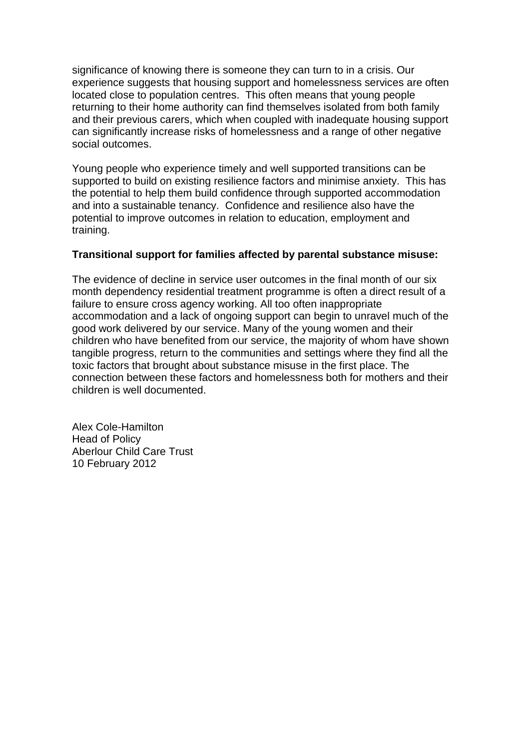significance of knowing there is someone they can turn to in a crisis. Our experience suggests that housing support and homelessness services are often located close to population centres. This often means that young people returning to their home authority can find themselves isolated from both family and their previous carers, which when coupled with inadequate housing support can significantly increase risks of homelessness and a range of other negative social outcomes.

Young people who experience timely and well supported transitions can be supported to build on existing resilience factors and minimise anxiety. This has the potential to help them build confidence through supported accommodation and into a sustainable tenancy. Confidence and resilience also have the potential to improve outcomes in relation to education, employment and training.

**Transitional support for families affected by parental substance misuse:**

The evidence of decline in service user outcomes in the final month of our six month dependency residential treatment programme is often a direct result of a failure to ensure cross agency working. All too often inappropriate accommodation and a lack of ongoing support can begin to unravel much of the good work delivered by our service. Many of the young women and their children who have benefited from our service, the majority of whom have shown tangible progress, return to the communities and settings where they find all the toxic factors that brought about substance misuse in the first place. The connection between these factors and homelessness both for mothers and their children is well documented.

Alex Cole-Hamilton
Head of Policy
Aberlour Child Care Trust
10 February 2012